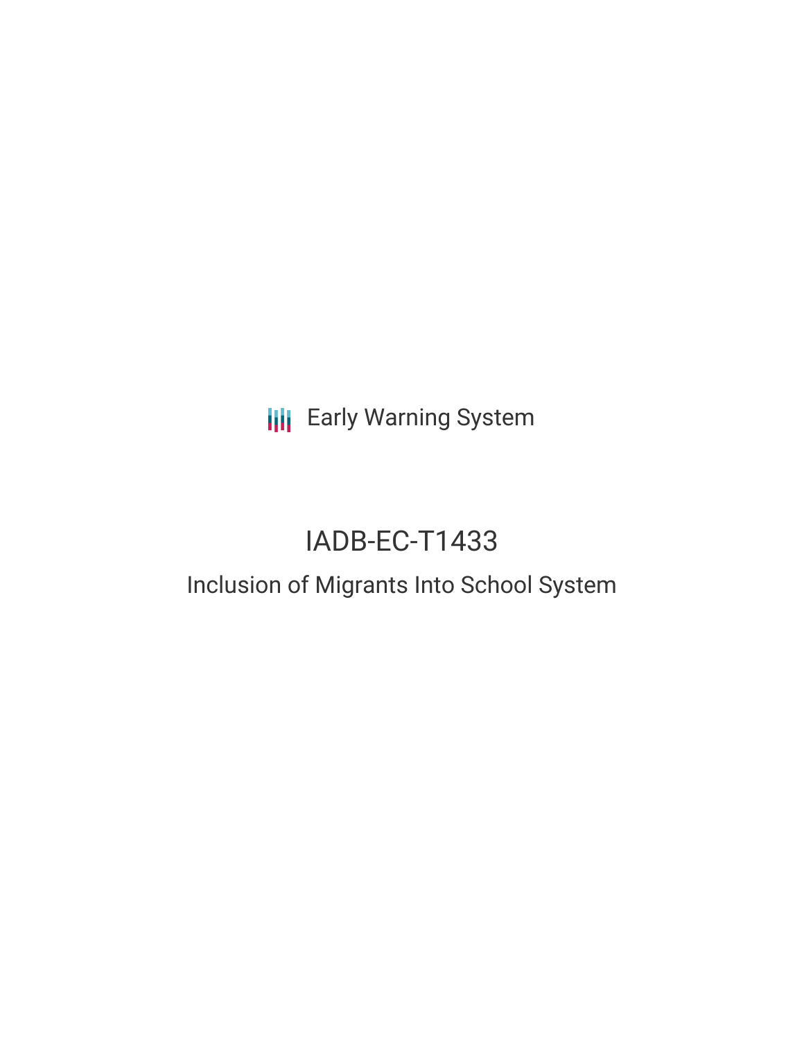Early Warning System

# IADB-EC-T1433

## Inclusion of Migrants Into School System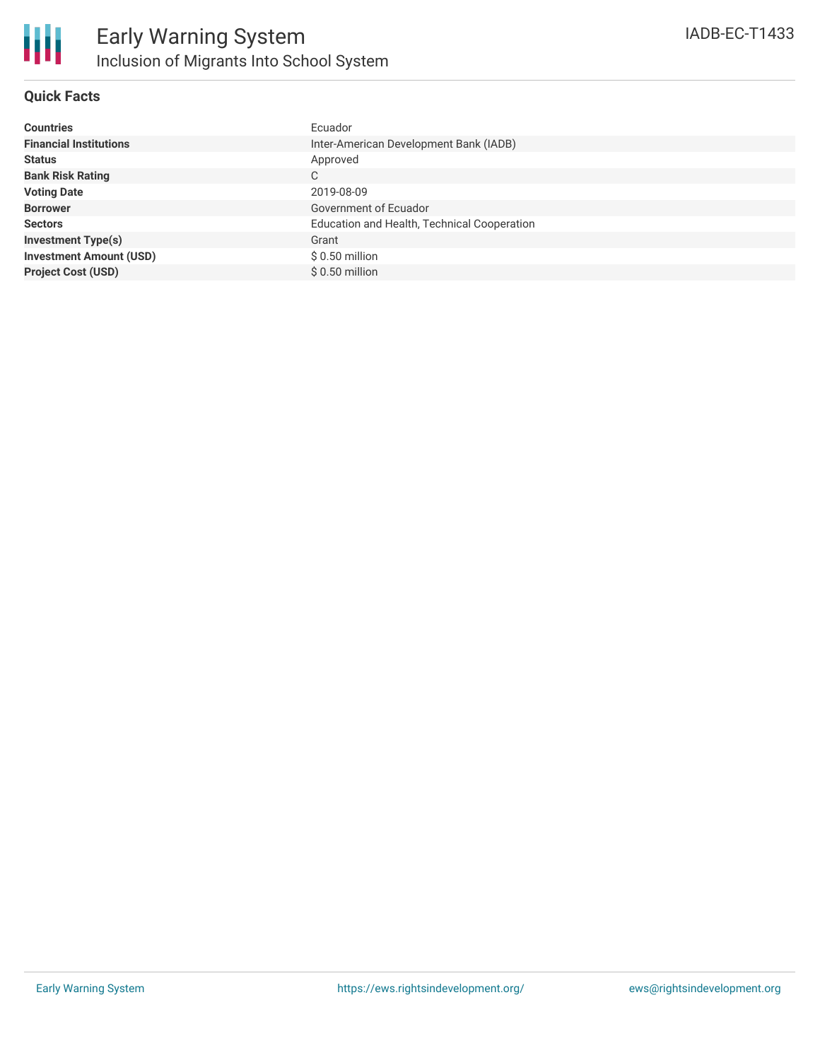# Early Warning System

## Inclusion of Migrants Into School System

IADB-EC-T1433

### Quick Facts

| | |
|---|---|
| **Countries** | Ecuador |
| **Financial Institutions** | Inter-American Development Bank (IADB) |
| **Status** | Approved |
| **Bank Risk Rating** | C |
| **Voting Date** | 2019-08-09 |
| **Borrower** | Government of Ecuador |
| **Sectors** | Education and Health, Technical Cooperation |
| **Investment Type(s)** | Grant |
| **Investment Amount (USD)** | $ 0.50 million |
| **Project Cost (USD)** | $ 0.50 million |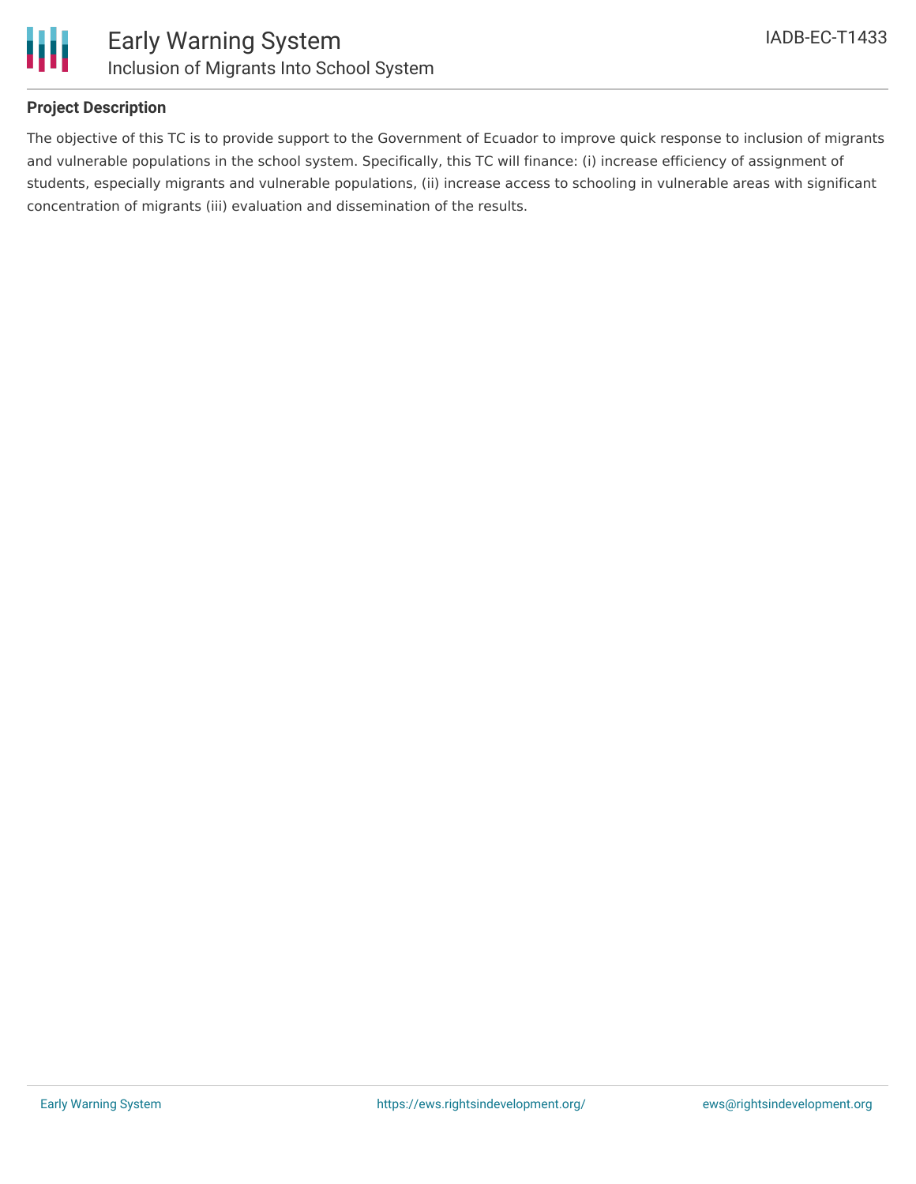## Project Description

The objective of this TC is to provide support to the Government of Ecuador to improve quick response to inclusion of migrants and vulnerable populations in the school system. Specifically, this TC will finance: (i) increase efficiency of assignment of students, especially migrants and vulnerable populations, (ii) increase access to schooling in vulnerable areas with significant concentration of migrants (iii) evaluation and dissemination of the results.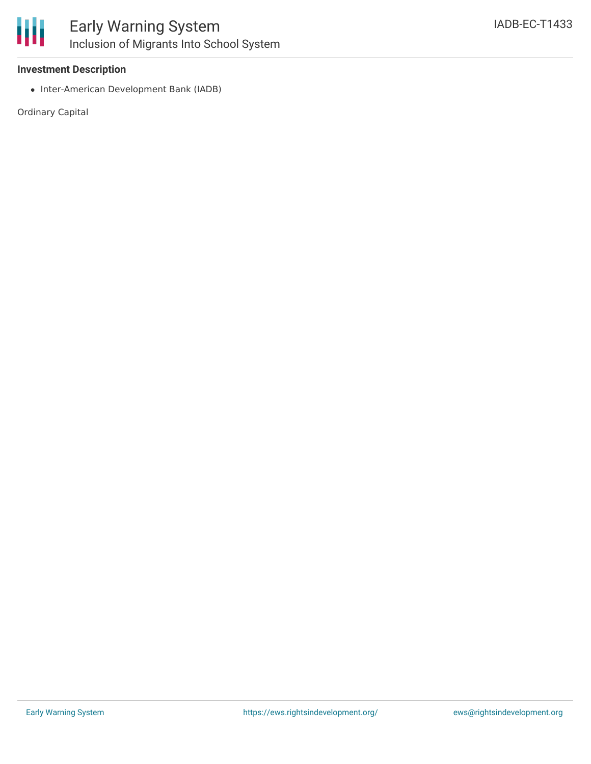### Investment Description

- Inter-American Development Bank (IADB)

Ordinary Capital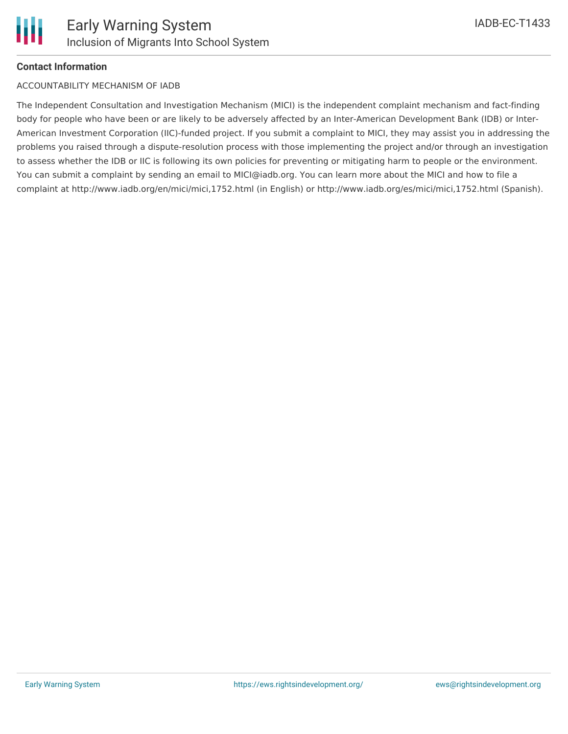**Contact Information**

ACCOUNTABILITY MECHANISM OF IADB

The Independent Consultation and Investigation Mechanism (MICI) is the independent complaint mechanism and fact-finding body for people who have been or are likely to be adversely affected by an Inter-American Development Bank (IDB) or Inter-American Investment Corporation (IIC)-funded project. If you submit a complaint to MICI, they may assist you in addressing the problems you raised through a dispute-resolution process with those implementing the project and/or through an investigation to assess whether the IDB or IIC is following its own policies for preventing or mitigating harm to people or the environment. You can submit a complaint by sending an email to MICI@iadb.org. You can learn more about the MICI and how to file a complaint at http://www.iadb.org/en/mici/mici,1752.html (in English) or http://www.iadb.org/es/mici/mici,1752.html (Spanish).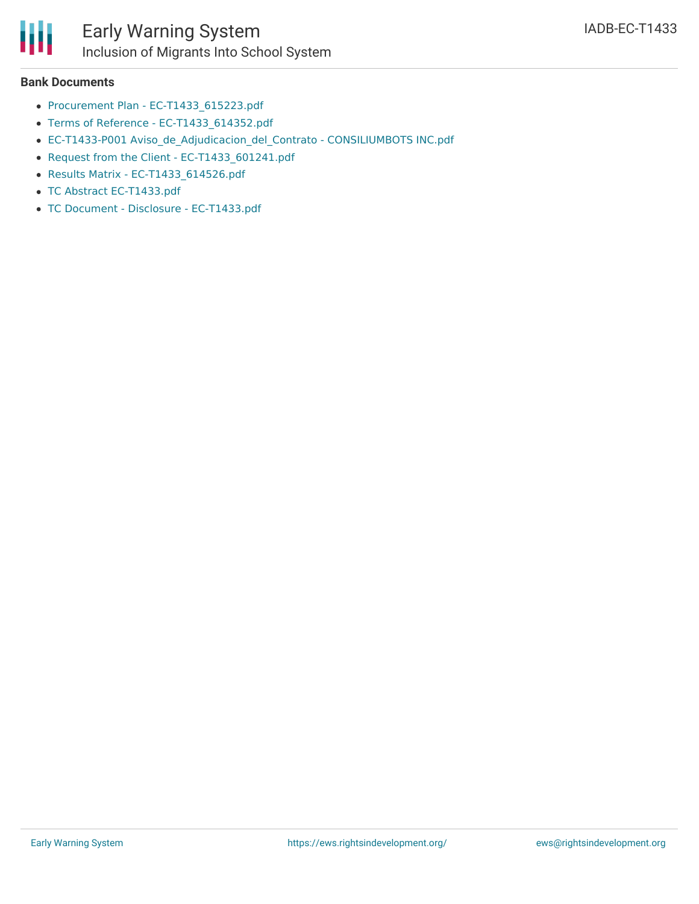### Bank Documents

- Procurement Plan - EC-T1433_615223.pdf
- Terms of Reference - EC-T1433_614352.pdf
- EC-T1433-P001 Aviso_de_Adjudicacion_del_Contrato - CONSILIUMBOTS INC.pdf
- Request from the Client - EC-T1433_601241.pdf
- Results Matrix - EC-T1433_614526.pdf
- TC Abstract EC-T1433.pdf
- TC Document - Disclosure - EC-T1433.pdf